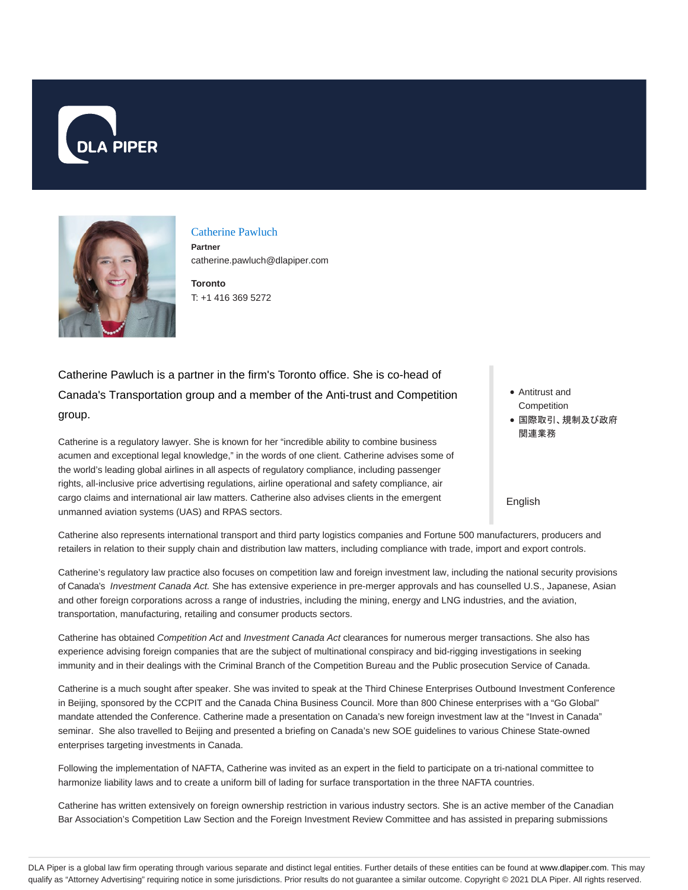# Catherine Pawluch

**Partner**

catherine.pawluch@dlapiper.com

**Toronto**

T: +1 416 369 5272

Catherine Pawluch is a partner in the firm's Toronto office. She is co-head of Canada's Transportation group and a member of the Anti-trust and Competition group.

- Antitrust and Competition
- 国際取引、規制及び政府関連業務

English

Catherine is a regulatory lawyer. She is known for her "incredible ability to combine business acumen and exceptional legal knowledge," in the words of one client. Catherine advises some of the world's leading global airlines in all aspects of regulatory compliance, including passenger rights, all-inclusive price advertising regulations, airline operational and safety compliance, air cargo claims and international air law matters. Catherine also advises clients in the emergent unmanned aviation systems (UAS) and RPAS sectors.

Catherine also represents international transport and third party logistics companies and Fortune 500 manufacturers, producers and retailers in relation to their supply chain and distribution law matters, including compliance with trade, import and export controls.

Catherine's regulatory law practice also focuses on competition law and foreign investment law, including the national security provisions of Canada's *Investment Canada Act.* She has extensive experience in pre-merger approvals and has counselled U.S., Japanese, Asian and other foreign corporations across a range of industries, including the mining, energy and LNG industries, and the aviation, transportation, manufacturing, retailing and consumer products sectors.

Catherine has obtained *Competition Act* and *Investment Canada Act* clearances for numerous merger transactions. She also has experience advising foreign companies that are the subject of multinational conspiracy and bid-rigging investigations in seeking immunity and in their dealings with the Criminal Branch of the Competition Bureau and the Public prosecution Service of Canada.

Catherine is a much sought after speaker. She was invited to speak at the Third Chinese Enterprises Outbound Investment Conference in Beijing, sponsored by the CCPIT and the Canada China Business Council. More than 800 Chinese enterprises with a "Go Global" mandate attended the Conference. Catherine made a presentation on Canada's new foreign investment law at the "Invest in Canada" seminar. She also travelled to Beijing and presented a briefing on Canada's new SOE guidelines to various Chinese State-owned enterprises targeting investments in Canada.

Following the implementation of NAFTA, Catherine was invited as an expert in the field to participate on a tri-national committee to harmonize liability laws and to create a uniform bill of lading for surface transportation in the three NAFTA countries.

Catherine has written extensively on foreign ownership restriction in various industry sectors. She is an active member of the Canadian Bar Association's Competition Law Section and the Foreign Investment Review Committee and has assisted in preparing submissions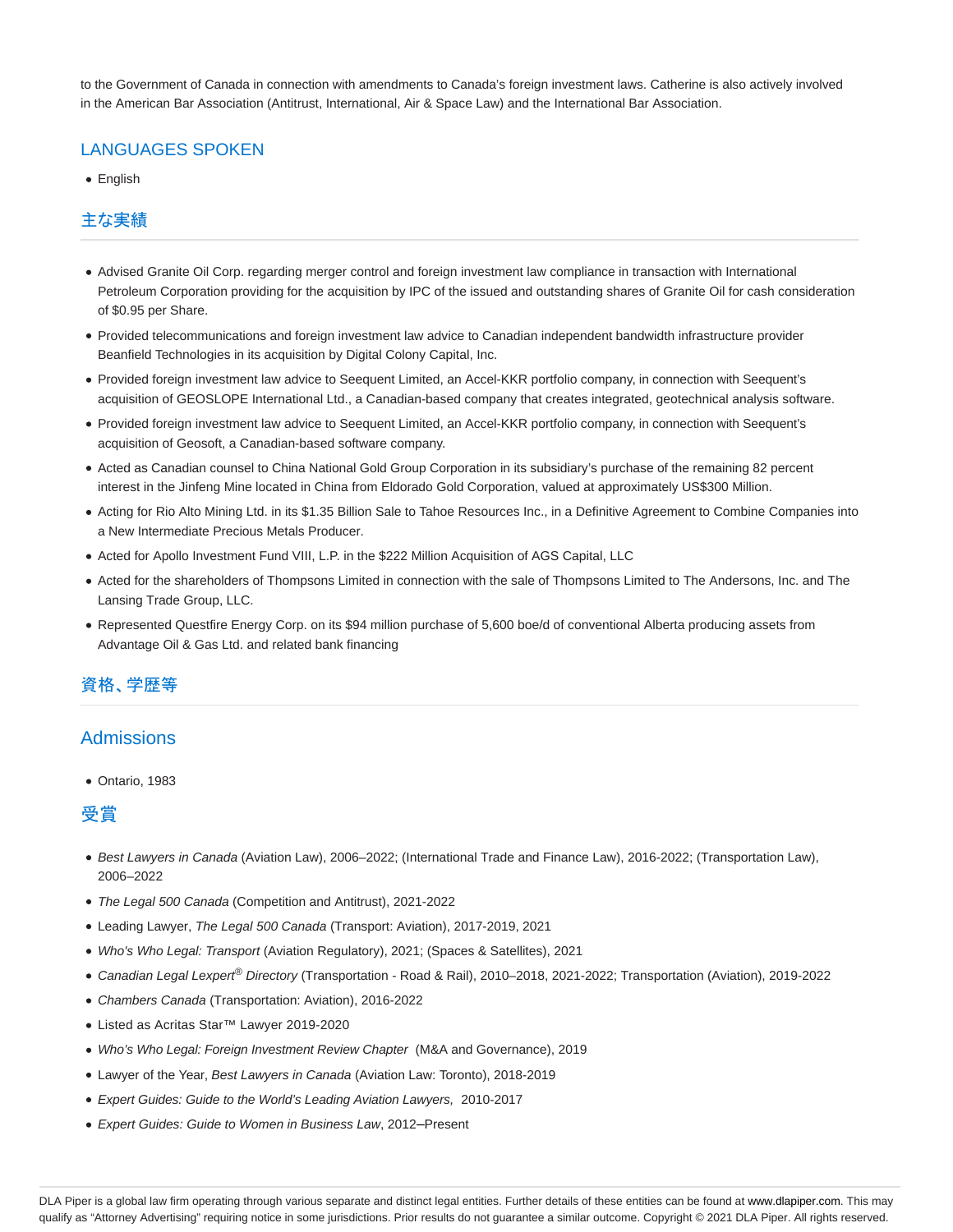to the Government of Canada in connection with amendments to Canada's foreign investment laws. Catherine is also actively involved in the American Bar Association (Antitrust, International, Air & Space Law) and the International Bar Association.

## LANGUAGES SPOKEN

- English

## 主な実績

- Advised Granite Oil Corp. regarding merger control and foreign investment law compliance in transaction with International Petroleum Corporation providing for the acquisition by IPC of the issued and outstanding shares of Granite Oil for cash consideration of $0.95 per Share.
- Provided telecommunications and foreign investment law advice to Canadian independent bandwidth infrastructure provider Beanfield Technologies in its acquisition by Digital Colony Capital, Inc.
- Provided foreign investment law advice to Seequent Limited, an Accel-KKR portfolio company, in connection with Seequent's acquisition of GEOSLOPE International Ltd., a Canadian-based company that creates integrated, geotechnical analysis software.
- Provided foreign investment law advice to Seequent Limited, an Accel-KKR portfolio company, in connection with Seequent's acquisition of Geosoft, a Canadian-based software company.
- Acted as Canadian counsel to China National Gold Group Corporation in its subsidiary's purchase of the remaining 82 percent interest in the Jinfeng Mine located in China from Eldorado Gold Corporation, valued at approximately US$300 Million.
- Acting for Rio Alto Mining Ltd. in its $1.35 Billion Sale to Tahoe Resources Inc., in a Definitive Agreement to Combine Companies into a New Intermediate Precious Metals Producer.
- Acted for Apollo Investment Fund VIII, L.P. in the $222 Million Acquisition of AGS Capital, LLC
- Acted for the shareholders of Thompsons Limited in connection with the sale of Thompsons Limited to The Andersons, Inc. and The Lansing Trade Group, LLC.
- Represented Questfire Energy Corp. on its $94 million purchase of 5,600 boe/d of conventional Alberta producing assets from Advantage Oil & Gas Ltd. and related bank financing

## 資格、学歴等

## Admissions

- Ontario, 1983

## 受賞

- *Best Lawyers in Canada* (Aviation Law), 2006–2022; (International Trade and Finance Law), 2016-2022; (Transportation Law), 2006–2022
- *The Legal 500 Canada* (Competition and Antitrust), 2021-2022
- Leading Lawyer, *The Legal 500 Canada* (Transport: Aviation), 2017-2019, 2021
- *Who's Who Legal: Transport* (Aviation Regulatory), 2021; (Spaces & Satellites), 2021
- *Canadian Legal Lexpert® Directory* (Transportation - Road & Rail), 2010–2018, 2021-2022; Transportation (Aviation), 2019-2022
- *Chambers Canada* (Transportation: Aviation), 2016-2022
- Listed as Acritas Star™ Lawyer 2019-2020
- *Who's Who Legal: Foreign Investment Review Chapter* (M&A and Governance), 2019
- Lawyer of the Year, *Best Lawyers in Canada* (Aviation Law: Toronto), 2018-2019
- *Expert Guides: Guide to the World's Leading Aviation Lawyers,* 2010-2017
- *Expert Guides: Guide to Women in Business Law*, 2012–Present

DLA Piper is a global law firm operating through various separate and distinct legal entities. Further details of these entities can be found at www.dlapiper.com. This may qualify as "Attorney Advertising" requiring notice in some jurisdictions. Prior results do not guarantee a similar outcome. Copyright © 2021 DLA Piper. All rights reserved.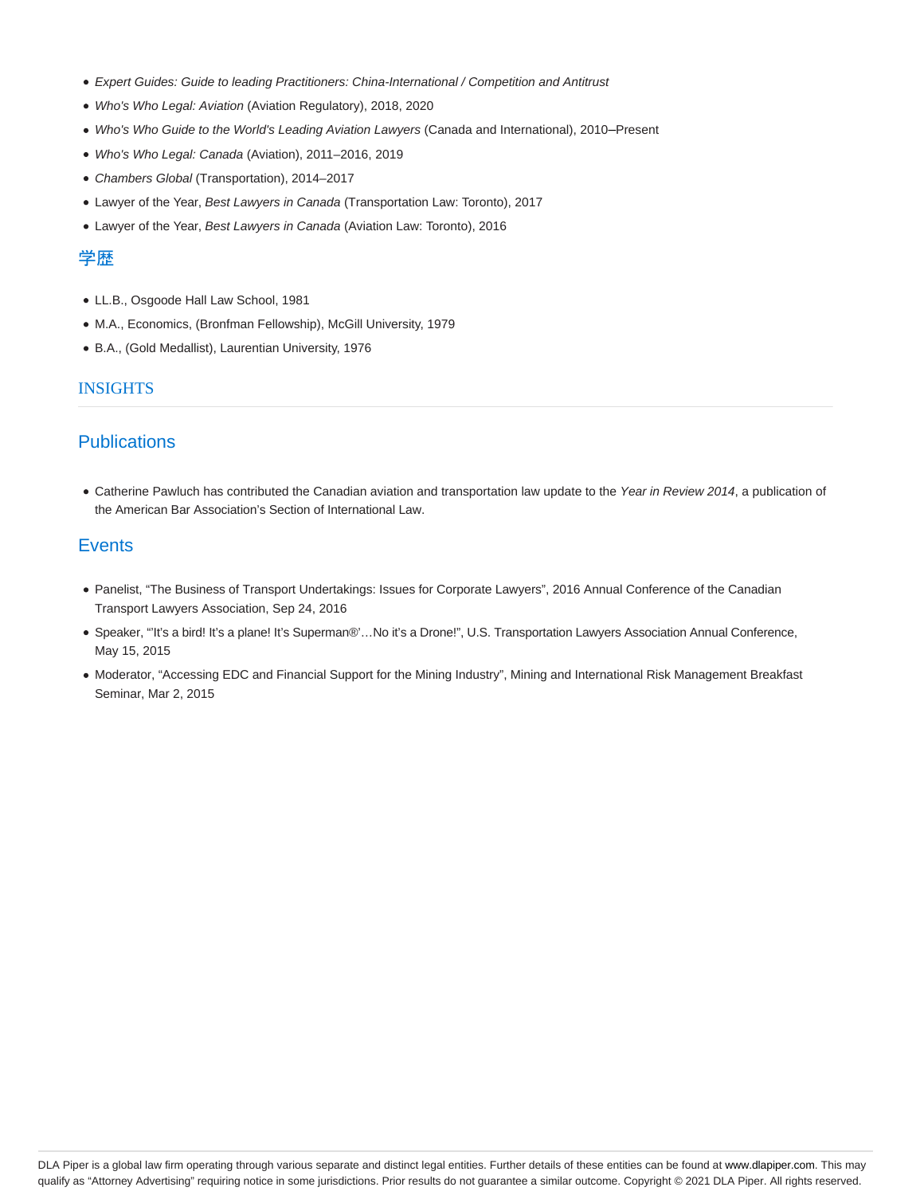- *Expert Guides: Guide to leading Practitioners: China-International / Competition and Antitrust*
- *Who's Who Legal: Aviation* (Aviation Regulatory), 2018, 2020
- *Who's Who Guide to the World's Leading Aviation Lawyers* (Canada and International), 2010–Present
- *Who's Who Legal: Canada* (Aviation), 2011–2016, 2019
- *Chambers Global* (Transportation), 2014–2017
- Lawyer of the Year, *Best Lawyers in Canada* (Transportation Law: Toronto), 2017
- Lawyer of the Year, *Best Lawyers in Canada* (Aviation Law: Toronto), 2016

## 学歴

- LL.B., Osgoode Hall Law School, 1981
- M.A., Economics, (Bronfman Fellowship), McGill University, 1979
- B.A., (Gold Medallist), Laurentian University, 1976

## INSIGHTS

### Publications

- Catherine Pawluch has contributed the Canadian aviation and transportation law update to the *Year in Review 2014*, a publication of the American Bar Association's Section of International Law.

### Events

- Panelist, "The Business of Transport Undertakings: Issues for Corporate Lawyers", 2016 Annual Conference of the Canadian Transport Lawyers Association, Sep 24, 2016
- Speaker, "'It's a bird! It's a plane! It's Superman®'…No it's a Drone!", U.S. Transportation Lawyers Association Annual Conference, May 15, 2015
- Moderator, "Accessing EDC and Financial Support for the Mining Industry", Mining and International Risk Management Breakfast Seminar, Mar 2, 2015

DLA Piper is a global law firm operating through various separate and distinct legal entities. Further details of these entities can be found at www.dlapiper.com. This may qualify as "Attorney Advertising" requiring notice in some jurisdictions. Prior results do not guarantee a similar outcome. Copyright © 2021 DLA Piper. All rights reserved.